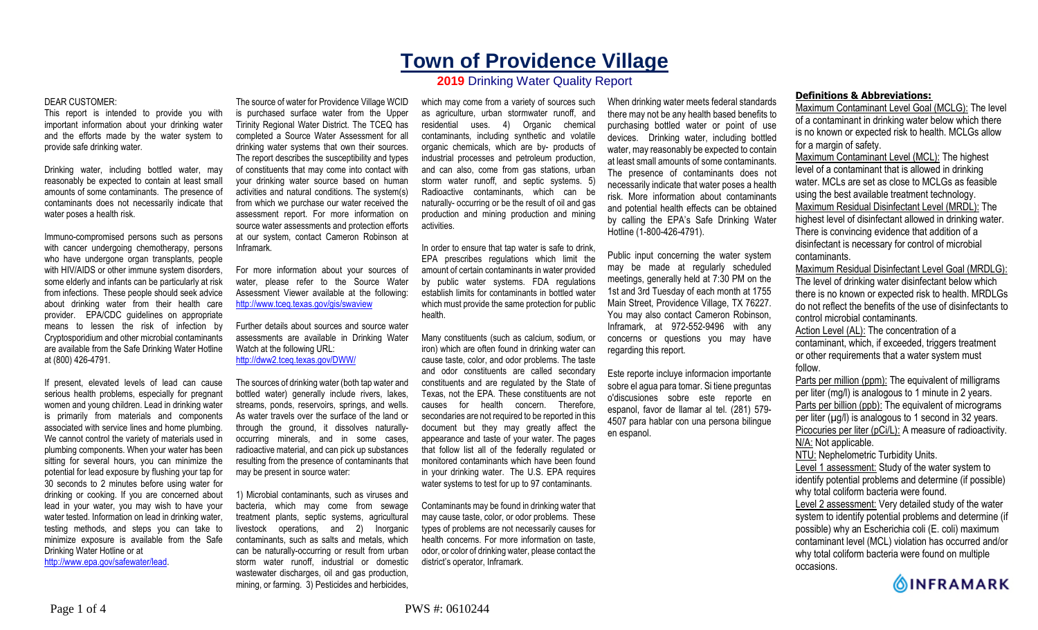# Town of Providence Village

## 2019 Drinking Water Quality Report

DEAR CUSTOMER:

This report is intended to provide you with important information about your drinking water and the efforts made by the water system to provide safe drinking water.

Drinking water, including bottled water, may reasonably be expected to contain at least small amounts of some contaminants. The presence of contaminants does not necessarily indicate that water poses a health risk.

Immuno-compromised persons such as persons with cancer undergoing chemotherapy, persons who have undergone organ transplants, people with HIV/AIDS or other immune system disorders, some elderly and infants can be particularly at risk from infections. These people should seek advice about drinking water from their health care provider. EPA/CDC guidelines on appropriate means to lessen the risk of infection by Cryptosporidium and other microbial contaminants are available from the Safe Drinking Water Hotline at (800) 426-4791.

If present, elevated levels of lead can cause serious health problems, especially for pregnant women and young children. Lead in drinking water is primarily from materials and components associated with service lines and home plumbing. We cannot control the variety of materials used in plumbing components. When your water has been sitting for several hours, you can minimize the potential for lead exposure by flushing your tap for 30 seconds to 2 minutes before using water for drinking or cooking. If you are concerned about lead in your water, you may wish to have your water tested. Information on lead in drinking water, testing methods, and steps you can take to minimize exposure is available from the Safe Drinking Water Hotline or at http://www.epa.gov/safewater/lead.

The source of water for Providence Village WCID is purchased surface water from the Upper Trinity Regional Water District. The TCEQ has completed a Source Water Assessment for all drinking water systems that own their sources. The report describes the susceptibility and types of constituents that may come into contact with your drinking water source based on human activities and natural conditions. The system(s) from which we purchase our water received the assessment report. For more information on source water assessments and protection efforts at our system, contact Cameron Robinson at Inframark.

For more information about your sources of water, please refer to the Source Water Assessment Viewer available at the following: http://www.tceq.texas.gov/gis/swaview

Further details about sources and source water assessments are available in Drinking Water Watch at the following URL: http://dww2.tceq.texas.gov/DWW/

The sources of drinking water (both tap water and bottled water) generally include rivers, lakes, streams, ponds, reservoirs, springs, and wells. As water travels over the surface of the land or through the ground, it dissolves naturally-occurring minerals, and in some cases, radioactive material, and can pick up substances resulting from the presence of contaminants that may be present in source water:

1) Microbial contaminants, such as viruses and bacteria, which may come from sewage treatment plants, septic systems, agricultural livestock operations, and 2) Inorganic contaminants, such as salts and metals, which can be naturally-occurring or result from urban storm water runoff, industrial or domestic wastewater discharges, oil and gas production, mining, or farming. 3) Pesticides and herbicides, which may come from a variety of sources such as agriculture, urban stormwater runoff, and residential uses. 4) Organic chemical contaminants, including synthetic and volatile organic chemicals, which are by- products of industrial processes and petroleum production, and can also, come from gas stations, urban storm water runoff, and septic systems. 5) Radioactive contaminants, which can be naturally- occurring or be the result of oil and gas production and mining production and mining activities.

In order to ensure that tap water is safe to drink, EPA prescribes regulations which limit the amount of certain contaminants in water provided by public water systems. FDA regulations establish limits for contaminants in bottled water which must provide the same protection for public health.

Many constituents (such as calcium, sodium, or iron) which are often found in drinking water can cause taste, color, and odor problems. The taste and odor constituents are called secondary constituents and are regulated by the State of Texas, not the EPA. These constituents are not causes for health concern. Therefore, secondaries are not required to be reported in this document but they may greatly affect the appearance and taste of your water. The pages that follow list all of the federally regulated or monitored contaminants which have been found in your drinking water. The U.S. EPA requires water systems to test for up to 97 contaminants.

Contaminants may be found in drinking water that may cause taste, color, or odor problems. These types of problems are not necessarily causes for health concerns. For more information on taste, odor, or color of drinking water, please contact the district's operator, Inframark.

When drinking water meets federal standards there may not be any health based benefits to purchasing bottled water or point of use devices. Drinking water, including bottled water, may reasonably be expected to contain at least small amounts of some contaminants. The presence of contaminants does not necessarily indicate that water poses a health risk. More information about contaminants and potential health effects can be obtained by calling the EPA's Safe Drinking Water Hotline (1-800-426-4791).

Public input concerning the water system may be made at regularly scheduled meetings, generally held at 7:30 PM on the 1st and 3rd Tuesday of each month at 1755 Main Street, Providence Village, TX 76227. You may also contact Cameron Robinson, Inframark, at 972-552-9496 with any concerns or questions you may have regarding this report.

Este reporte incluye informacion importante sobre el agua para tomar. Si tiene preguntas o'discusiones sobre este reporte en espanol, favor de llamar al tel. (281) 579-4507 para hablar con una persona bilingue en espanol.

### Definitions & Abbreviations:

Maximum Contaminant Level Goal (MCLG): The level of a contaminant in drinking water below which there is no known or expected risk to health. MCLGs allow for a margin of safety.

Maximum Contaminant Level (MCL): The highest level of a contaminant that is allowed in drinking water. MCLs are set as close to MCLGs as feasible using the best available treatment technology.

Maximum Residual Disinfectant Level (MRDL): The highest level of disinfectant allowed in drinking water. There is convincing evidence that addition of a disinfectant is necessary for control of microbial contaminants.

Maximum Residual Disinfectant Level Goal (MRDLG): The level of drinking water disinfectant below which there is no known or expected risk to health. MRDLGs do not reflect the benefits of the use of disinfectants to control microbial contaminants.

Action Level (AL): The concentration of a contaminant, which, if exceeded, triggers treatment or other requirements that a water system must follow.

Parts per million (ppm): The equivalent of milligrams per liter (mg/l) is analogous to 1 minute in 2 years.

Parts per billion (ppb): The equivalent of micrograms per liter (µg/l) is analogous to 1 second in 32 years.

Picocuries per liter (pCi/L): A measure of radioactivity.

N/A: Not applicable.

NTU: Nephelometric Turbidity Units.

Level 1 assessment: Study of the water system to identify potential problems and determine (if possible) why total coliform bacteria were found.

Level 2 assessment: Very detailed study of the water system to identify potential problems and determine (if possible) why an Escherichia coli (E. coli) maximum contaminant level (MCL) violation has occurred and/or why total coliform bacteria were found on multiple occasions.

INFRAMARK

PWS #: 0610244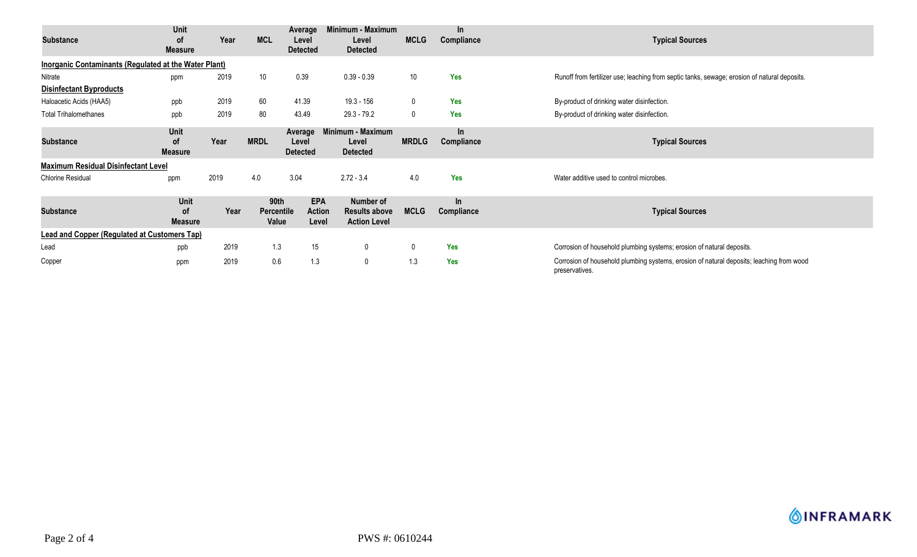| Substance | Unit of Measure | Year | MCL | Average Level Detected | Minimum - Maximum Level Detected | MCLG | In Compliance | Typical Sources |
|---|---|---|---|---|---|---|---|---|
| **Inorganic Contaminants (Regulated at the Water Plant)** | | | | | | | | |
| Nitrate | ppm | 2019 | 10 | 0.39 | 0.39 - 0.39 | 10 | Yes | Runoff from fertilizer use; leaching from septic tanks, sewage; erosion of natural deposits. |
| **Disinfectant Byproducts** | | | | | | | | |
| Haloacetic Acids (HAA5) | ppb | 2019 | 60 | 41.39 | 19.3 - 156 | 0 | Yes | By-product of drinking water disinfection. |
| Total Trihalomethanes | ppb | 2019 | 80 | 43.49 | 29.3 - 79.2 | 0 | Yes | By-product of drinking water disinfection. |

| Substance | Unit of Measure | Year | MRDL | Average Level Detected | Minimum - Maximum Level Detected | MRDLG | In Compliance | Typical Sources |
|---|---|---|---|---|---|---|---|---|
| **Maximum Residual Disinfectant Level** | | | | | | | | |
| Chlorine Residual | ppm | 2019 | 4.0 | 3.04 | 2.72 - 3.4 | 4.0 | Yes | Water additive used to control microbes. |

| Substance | Unit of Measure | Year | 90th Percentile Value | EPA Action Level | Number of Results above Action Level | MCLG | In Compliance | Typical Sources |
|---|---|---|---|---|---|---|---|---|
| **Lead and Copper (Regulated at Customers Tap)** | | | | | | | | |
| Lead | ppb | 2019 | 1.3 | 15 | 0 | 0 | Yes | Corrosion of household plumbing systems; erosion of natural deposits. |
| Copper | ppm | 2019 | 0.6 | 1.3 | 0 | 1.3 | Yes | Corrosion of household plumbing systems, erosion of natural deposits; leaching from wood preservatives. |

PWS #: 0610244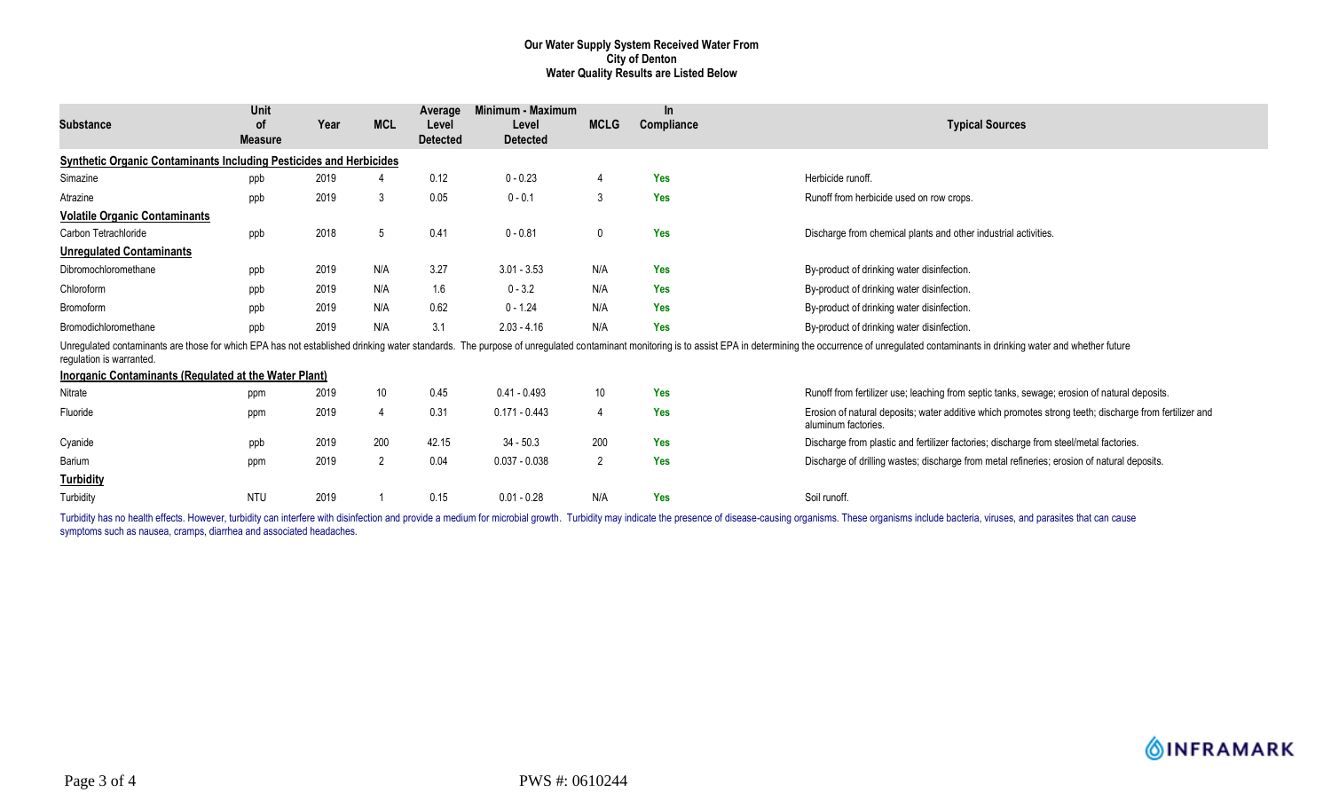**Our Water Supply System Received Water From**
**City of Denton**
**Water Quality Results are Listed Below**

| Substance | Unit of Measure | Year | MCL | Average Level Detected | Minimum - Maximum Level Detected | MCLG | In Compliance | Typical Sources |
|---|---|---|---|---|---|---|---|---|
| **Synthetic Organic Contaminants Including Pesticides and Herbicides** | | | | | | | | |
| Simazine | ppb | 2019 | 4 | 0.12 | 0 - 0.23 | 4 | Yes | Herbicide runoff. |
| Atrazine | ppb | 2019 | 3 | 0.05 | 0 - 0.1 | 3 | Yes | Runoff from herbicide used on row crops. |
| **Volatile Organic Contaminants** | | | | | | | | |
| Carbon Tetrachloride | ppb | 2018 | 5 | 0.41 | 0 - 0.81 | 0 | Yes | Discharge from chemical plants and other industrial activities. |
| **Unregulated Contaminants** | | | | | | | | |
| Dibromochloromethane | ppb | 2019 | N/A | 3.27 | 3.01 - 3.53 | N/A | Yes | By-product of drinking water disinfection. |
| Chloroform | ppb | 2019 | N/A | 1.6 | 0 - 3.2 | N/A | Yes | By-product of drinking water disinfection. |
| Bromoform | ppb | 2019 | N/A | 0.62 | 0 - 1.24 | N/A | Yes | By-product of drinking water disinfection. |
| Bromodichloromethane | ppb | 2019 | N/A | 3.1 | 2.03 - 4.16 | N/A | Yes | By-product of drinking water disinfection. |

Unregulated contaminants are those for which EPA has not established drinking water standards. The purpose of unregulated contaminant monitoring is to assist EPA in determining the occurrence of unregulated contaminants in drinking water and whether future regulation is warranted.

| Substance | Unit of Measure | Year | MCL | Average Level Detected | Minimum - Maximum Level Detected | MCLG | In Compliance | Typical Sources |
|---|---|---|---|---|---|---|---|---|
| **Inorganic Contaminants (Regulated at the Water Plant)** | | | | | | | | |
| Nitrate | ppm | 2019 | 10 | 0.45 | 0.41 - 0.493 | 10 | Yes | Runoff from fertilizer use; leaching from septic tanks, sewage; erosion of natural deposits. |
| Fluoride | ppm | 2019 | 4 | 0.31 | 0.171 - 0.443 | 4 | Yes | Erosion of natural deposits; water additive which promotes strong teeth; discharge from fertilizer and aluminum factories. |
| Cyanide | ppb | 2019 | 200 | 42.15 | 34 - 50.3 | 200 | Yes | Discharge from plastic and fertilizer factories; discharge from steel/metal factories. |
| Barium | ppm | 2019 | 2 | 0.04 | 0.037 - 0.038 | 2 | Yes | Discharge of drilling wastes; discharge from metal refineries; erosion of natural deposits. |
| **Turbidity** | | | | | | | | |
| Turbidity | NTU | 2019 | 1 | 0.15 | 0.01 - 0.28 | N/A | Yes | Soil runoff. |

Turbidity has no health effects. However, turbidity can interfere with disinfection and provide a medium for microbial growth. Turbidity may indicate the presence of disease-causing organisms. These organisms include bacteria, viruses, and parasites that can cause symptoms such as nausea, cramps, diarrhea and associated headaches.

INFRAMARK

PWS #: 0610244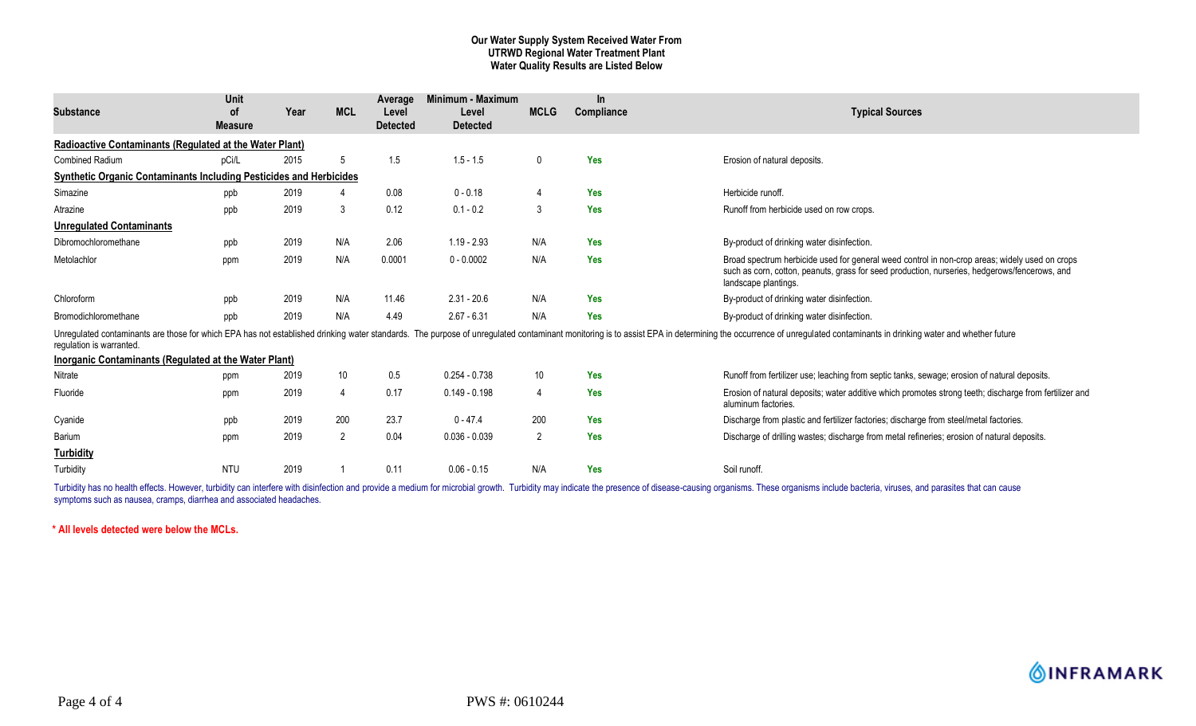**Our Water Supply System Received Water From**
**UTRWD Regional Water Treatment Plant**
**Water Quality Results are Listed Below**

| Substance | Unit of Measure | Year | MCL | Average Level Detected | Minimum - Maximum Level Detected | MCLG | In Compliance | Typical Sources |
|---|---|---|---|---|---|---|---|---|
| **Radioactive Contaminants (Regulated at the Water Plant)** | | | | | | | | |
| Combined Radium | pCi/L | 2015 | 5 | 1.5 | 1.5 - 1.5 | 0 | Yes | Erosion of natural deposits. |
| **Synthetic Organic Contaminants Including Pesticides and Herbicides** | | | | | | | | |
| Simazine | ppb | 2019 | 4 | 0.08 | 0 - 0.18 | 4 | Yes | Herbicide runoff. |
| Atrazine | ppb | 2019 | 3 | 0.12 | 0.1 - 0.2 | 3 | Yes | Runoff from herbicide used on row crops. |
| **Unregulated Contaminants** | | | | | | | | |
| Dibromochloromethane | ppb | 2019 | N/A | 2.06 | 1.19 - 2.93 | N/A | Yes | By-product of drinking water disinfection. |
| Metolachlor | ppm | 2019 | N/A | 0.0001 | 0 - 0.0002 | N/A | Yes | Broad spectrum herbicide used for general weed control in non-crop areas; widely used on crops such as corn, cotton, peanuts, grass for seed production, nurseries, hedgerows/fencerows, and landscape plantings. |
| Chloroform | ppb | 2019 | N/A | 11.46 | 2.31 - 20.6 | N/A | Yes | By-product of drinking water disinfection. |
| Bromodichloromethane | ppb | 2019 | N/A | 4.49 | 2.67 - 6.31 | N/A | Yes | By-product of drinking water disinfection. |

Unregulated contaminants are those for which EPA has not established drinking water standards. The purpose of unregulated contaminant monitoring is to assist EPA in determining the occurrence of unregulated contaminants in drinking water and whether future regulation is warranted.

| Substance | Unit of Measure | Year | MCL | Average Level Detected | Minimum - Maximum Level Detected | MCLG | In Compliance | Typical Sources |
|---|---|---|---|---|---|---|---|---|
| **Inorganic Contaminants (Regulated at the Water Plant)** | | | | | | | | |
| Nitrate | ppm | 2019 | 10 | 0.5 | 0.254 - 0.738 | 10 | Yes | Runoff from fertilizer use; leaching from septic tanks, sewage; erosion of natural deposits. |
| Fluoride | ppm | 2019 | 4 | 0.17 | 0.149 - 0.198 | 4 | Yes | Erosion of natural deposits; water additive which promotes strong teeth; discharge from fertilizer and aluminum factories. |
| Cyanide | ppb | 2019 | 200 | 23.7 | 0 - 47.4 | 200 | Yes | Discharge from plastic and fertilizer factories; discharge from steel/metal factories. |
| Barium | ppm | 2019 | 2 | 0.04 | 0.036 - 0.039 | 2 | Yes | Discharge of drilling wastes; discharge from metal refineries; erosion of natural deposits. |
| **Turbidity** | | | | | | | | |
| Turbidity | NTU | 2019 | 1 | 0.11 | 0.06 - 0.15 | N/A | Yes | Soil runoff. |

Turbidity has no health effects. However, turbidity can interfere with disinfection and provide a medium for microbial growth. Turbidity may indicate the presence of disease-causing organisms. These organisms include bacteria, viruses, and parasites that can cause symptoms such as nausea, cramps, diarrhea and associated headaches.

**\* All levels detected were below the MCLs.**

PWS #: 0610244